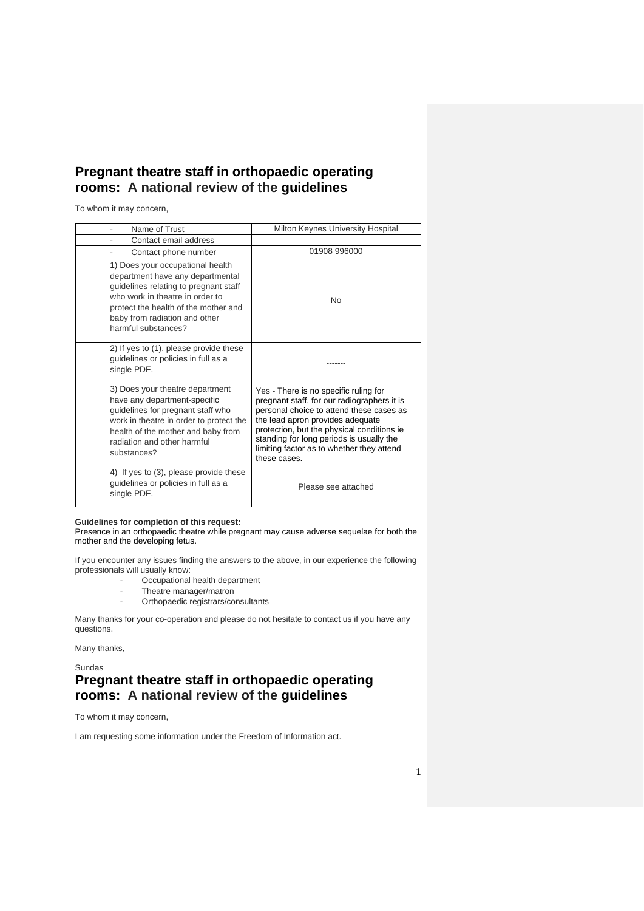# Pregnant theatre staff in orthopaedic operating rooms: A national review of the guidelines

To whom it may concern,

| - Name of Trust | Milton Keynes University Hospital |
|---|---|
| - Contact email address | |
| - Contact phone number | 01908 996000 |
| 1) Does your occupational health department have any departmental guidelines relating to pregnant staff who work in theatre in order to protect the health of the mother and baby from radiation and other harmful substances? | No |
| 2) If yes to (1), please provide these guidelines or policies in full as a single PDF. | ------- |
| 3) Does your theatre department have any department-specific guidelines for pregnant staff who work in theatre in order to protect the health of the mother and baby from radiation and other harmful substances? | Yes - There is no specific ruling for pregnant staff, for our radiographers it is personal choice to attend these cases as the lead apron provides adequate protection, but the physical conditions ie standing for long periods is usually the limiting factor as to whether they attend these cases. |
| 4) If yes to (3), please provide these guidelines or policies in full as a single PDF. | Please see attached |

**Guidelines for completion of this request:**
Presence in an orthopaedic theatre while pregnant may cause adverse sequelae for both the mother and the developing fetus.

If you encounter any issues finding the answers to the above, in our experience the following professionals will usually know:

- Occupational health department
- Theatre manager/matron
- Orthopaedic registrars/consultants

Many thanks for your co-operation and please do not hesitate to contact us if you have any questions.

Many thanks,

Sundas

# Pregnant theatre staff in orthopaedic operating rooms: A national review of the guidelines

To whom it may concern,

I am requesting some information under the Freedom of Information act.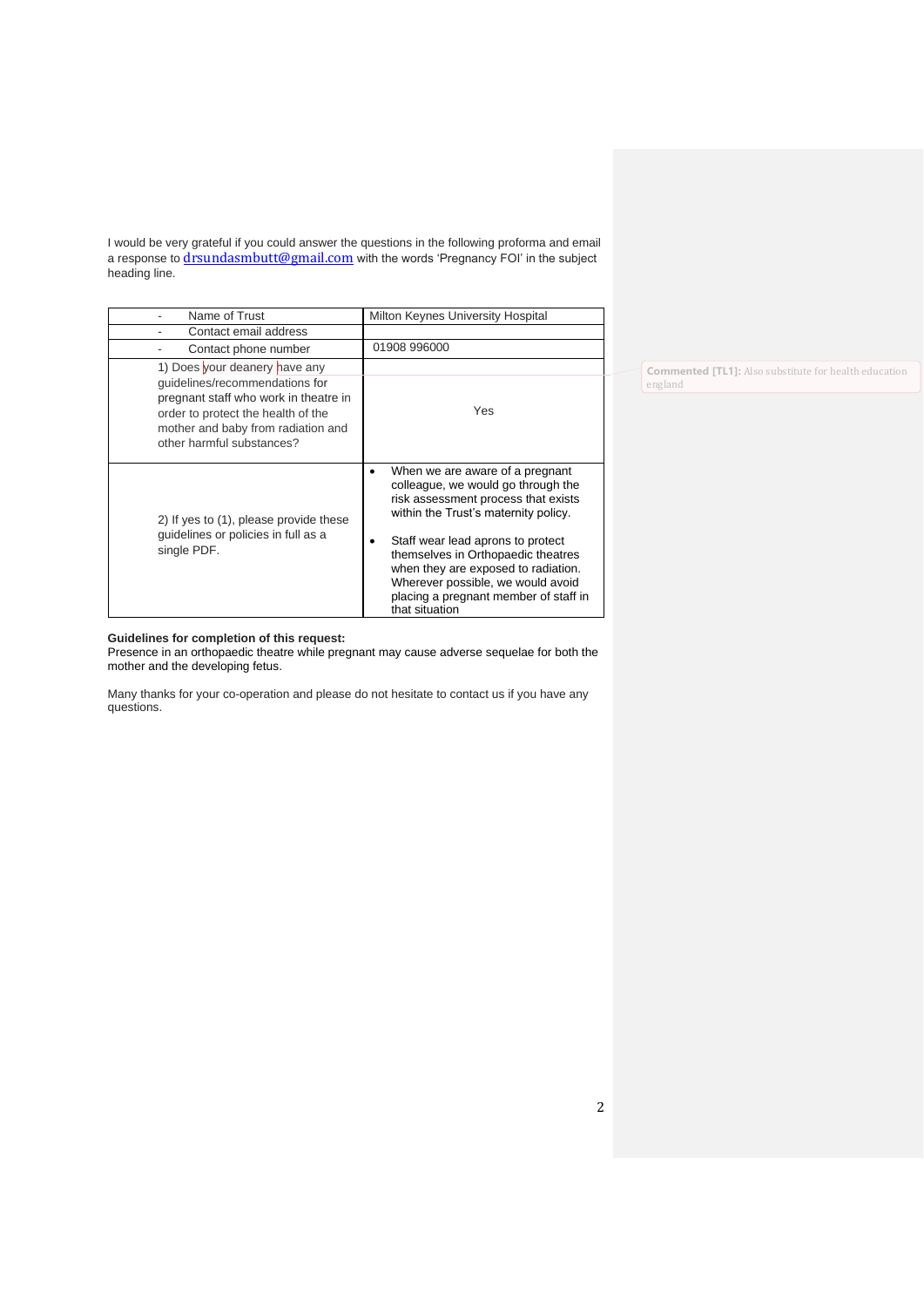I would be very grateful if you could answer the questions in the following proforma and email a response to drsundasmbutt@gmail.com with the words 'Pregnancy FOI' in the subject heading line.

| | |
|---|---|
| - Name of Trust | Milton Keynes University Hospital |
| - Contact email address | |
| - Contact phone number | 01908 996000 |
| 1) Does your deanery have any guidelines/recommendations for pregnant staff who work in theatre in order to protect the health of the mother and baby from radiation and other harmful substances? | Yes |
| 2) If yes to (1), please provide these guidelines or policies in full as a single PDF. | • When we are aware of a pregnant colleague, we would go through the risk assessment process that exists within the Trust's maternity policy. <br> • Staff wear lead aprons to protect themselves in Orthopaedic theatres when they are exposed to radiation. Wherever possible, we would avoid placing a pregnant member of staff in that situation |

Commented [TL1]: Also substitute for health education england

**Guidelines for completion of this request:**
Presence in an orthopaedic theatre while pregnant may cause adverse sequelae for both the mother and the developing fetus.

Many thanks for your co-operation and please do not hesitate to contact us if you have any questions.